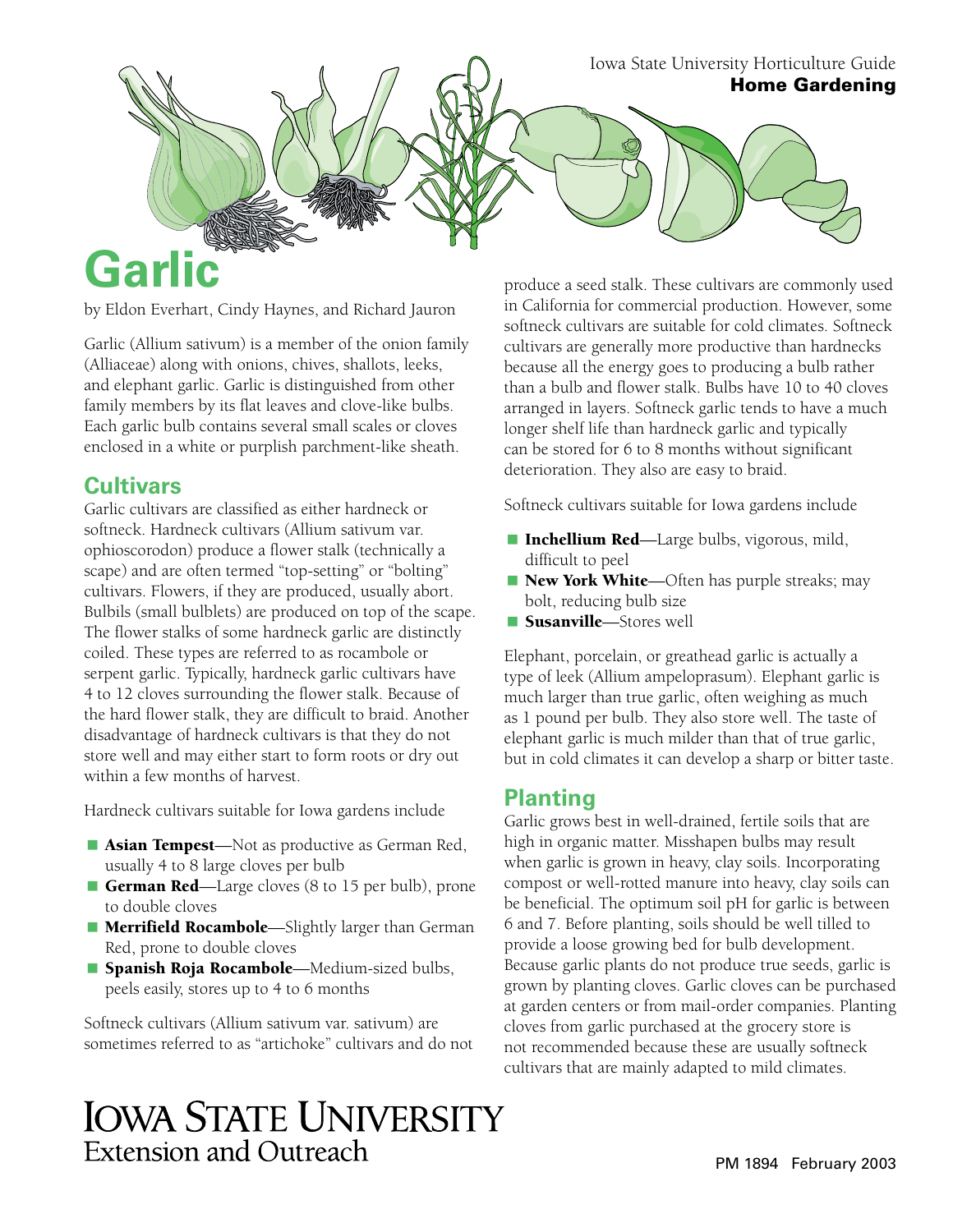Iowa State University Horticulture Guide
**Home Gardening**

# Garlic

by Eldon Everhart, Cindy Haynes, and Richard Jauron

Garlic (Allium sativum) is a member of the onion family (Alliaceae) along with onions, chives, shallots, leeks, and elephant garlic. Garlic is distinguished from other family members by its flat leaves and clove-like bulbs. Each garlic bulb contains several small scales or cloves enclosed in a white or purplish parchment-like sheath.

## Cultivars

Garlic cultivars are classified as either hardneck or softneck. Hardneck cultivars (Allium sativum var. ophioscorodon) produce a flower stalk (technically a scape) and are often termed "top-setting" or "bolting" cultivars. Flowers, if they are produced, usually abort. Bulbils (small bulblets) are produced on top of the scape. The flower stalks of some hardneck garlic are distinctly coiled. These types are referred to as rocambole or serpent garlic. Typically, hardneck garlic cultivars have 4 to 12 cloves surrounding the flower stalk. Because of the hard flower stalk, they are difficult to braid. Another disadvantage of hardneck cultivars is that they do not store well and may either start to form roots or dry out within a few months of harvest.

Hardneck cultivars suitable for Iowa gardens include

- **Asian Tempest**—Not as productive as German Red, usually 4 to 8 large cloves per bulb
- **German Red**—Large cloves (8 to 15 per bulb), prone to double cloves
- **Merrifield Rocambole**—Slightly larger than German Red, prone to double cloves
- **Spanish Roja Rocambole**—Medium-sized bulbs, peels easily, stores up to 4 to 6 months

Softneck cultivars (Allium sativum var. sativum) are sometimes referred to as "artichoke" cultivars and do not produce a seed stalk. These cultivars are commonly used in California for commercial production. However, some softneck cultivars are suitable for cold climates. Softneck cultivars are generally more productive than hardnecks because all the energy goes to producing a bulb rather than a bulb and flower stalk. Bulbs have 10 to 40 cloves arranged in layers. Softneck garlic tends to have a much longer shelf life than hardneck garlic and typically can be stored for 6 to 8 months without significant deterioration. They also are easy to braid.

Softneck cultivars suitable for Iowa gardens include

- **Inchellium Red**—Large bulbs, vigorous, mild, difficult to peel
- **New York White**—Often has purple streaks; may bolt, reducing bulb size
- **Susanville**—Stores well

Elephant, porcelain, or greathead garlic is actually a type of leek (Allium ampeloprasum). Elephant garlic is much larger than true garlic, often weighing as much as 1 pound per bulb. They also store well. The taste of elephant garlic is much milder than that of true garlic, but in cold climates it can develop a sharp or bitter taste.

## Planting

Garlic grows best in well-drained, fertile soils that are high in organic matter. Misshapen bulbs may result when garlic is grown in heavy, clay soils. Incorporating compost or well-rotted manure into heavy, clay soils can be beneficial. The optimum soil pH for garlic is between 6 and 7. Before planting, soils should be well tilled to provide a loose growing bed for bulb development. Because garlic plants do not produce true seeds, garlic is grown by planting cloves. Garlic cloves can be purchased at garden centers or from mail-order companies. Planting cloves from garlic purchased at the grocery store is not recommended because these are usually softneck cultivars that are mainly adapted to mild climates.

Iowa State University Extension and Outreach

PM 1894 February 2003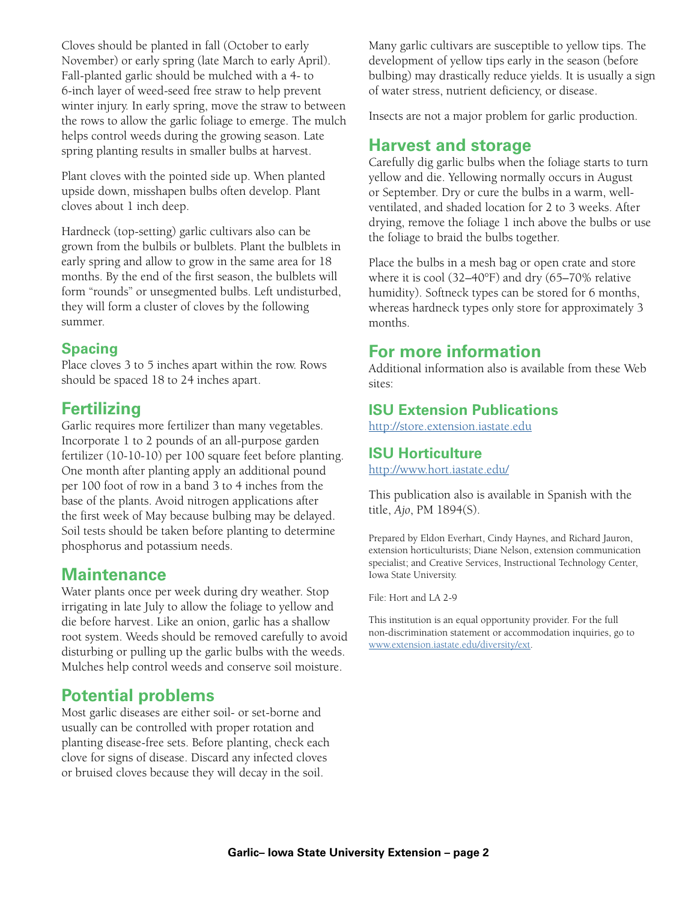Cloves should be planted in fall (October to early November) or early spring (late March to early April). Fall-planted garlic should be mulched with a 4- to 6-inch layer of weed-seed free straw to help prevent winter injury. In early spring, move the straw to between the rows to allow the garlic foliage to emerge. The mulch helps control weeds during the growing season. Late spring planting results in smaller bulbs at harvest.

Plant cloves with the pointed side up. When planted upside down, misshapen bulbs often develop. Plant cloves about 1 inch deep.

Hardneck (top-setting) garlic cultivars also can be grown from the bulbils or bulblets. Plant the bulblets in early spring and allow to grow in the same area for 18 months. By the end of the first season, the bulblets will form "rounds" or unsegmented bulbs. Left undisturbed, they will form a cluster of cloves by the following summer.

## Spacing

Place cloves 3 to 5 inches apart within the row. Rows should be spaced 18 to 24 inches apart.

## Fertilizing

Garlic requires more fertilizer than many vegetables. Incorporate 1 to 2 pounds of an all-purpose garden fertilizer (10-10-10) per 100 square feet before planting. One month after planting apply an additional pound per 100 foot of row in a band 3 to 4 inches from the base of the plants. Avoid nitrogen applications after the first week of May because bulbing may be delayed. Soil tests should be taken before planting to determine phosphorus and potassium needs.

## Maintenance

Water plants once per week during dry weather. Stop irrigating in late July to allow the foliage to yellow and die before harvest. Like an onion, garlic has a shallow root system. Weeds should be removed carefully to avoid disturbing or pulling up the garlic bulbs with the weeds. Mulches help control weeds and conserve soil moisture.

## Potential problems

Most garlic diseases are either soil- or set-borne and usually can be controlled with proper rotation and planting disease-free sets. Before planting, check each clove for signs of disease. Discard any infected cloves or bruised cloves because they will decay in the soil.

Many garlic cultivars are susceptible to yellow tips. The development of yellow tips early in the season (before bulbing) may drastically reduce yields. It is usually a sign of water stress, nutrient deficiency, or disease.

Insects are not a major problem for garlic production.

## Harvest and storage

Carefully dig garlic bulbs when the foliage starts to turn yellow and die. Yellowing normally occurs in August or September. Dry or cure the bulbs in a warm, well-ventilated, and shaded location for 2 to 3 weeks. After drying, remove the foliage 1 inch above the bulbs or use the foliage to braid the bulbs together.

Place the bulbs in a mesh bag or open crate and store where it is cool (32–40°F) and dry (65–70% relative humidity). Softneck types can be stored for 6 months, whereas hardneck types only store for approximately 3 months.

## For more information

Additional information also is available from these Web sites:

### ISU Extension Publications

http://store.extension.iastate.edu

### ISU Horticulture

http://www.hort.iastate.edu/

This publication also is available in Spanish with the title, *Ajo*, PM 1894(S).

Prepared by Eldon Everhart, Cindy Haynes, and Richard Jauron, extension horticulturists; Diane Nelson, extension communication specialist; and Creative Services, Instructional Technology Center, Iowa State University.

File: Hort and LA 2-9

This institution is an equal opportunity provider. For the full non-discrimination statement or accommodation inquiries, go to www.extension.iastate.edu/diversity/ext.